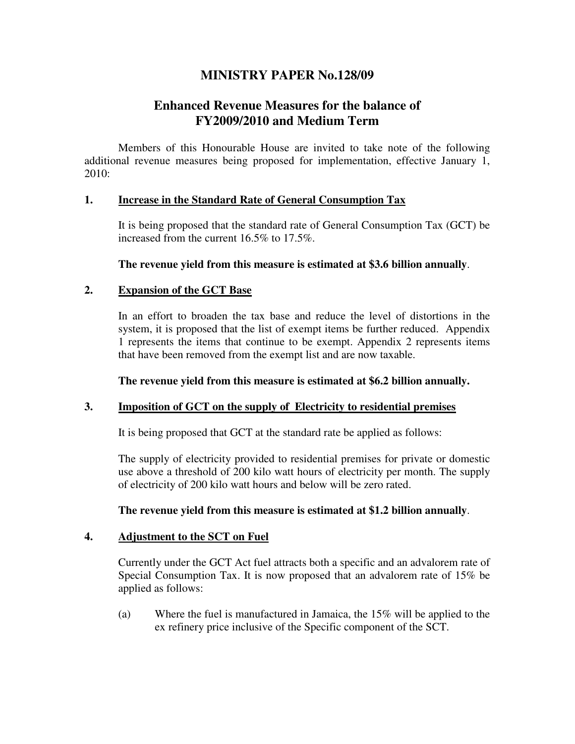# MINISTRY PAPER No.128/09

## Enhanced Revenue Measures for the balance of FY2009/2010 and Medium Term

Members of this Honourable House are invited to take note of the following additional revenue measures being proposed for implementation, effective January 1, 2010:

### 1. Increase in the Standard Rate of General Consumption Tax

It is being proposed that the standard rate of General Consumption Tax (GCT) be increased from the current 16.5% to 17.5%.

**The revenue yield from this measure is estimated at $3.6 billion annually**.

### 2. Expansion of the GCT Base

In an effort to broaden the tax base and reduce the level of distortions in the system, it is proposed that the list of exempt items be further reduced. Appendix 1 represents the items that continue to be exempt. Appendix 2 represents items that have been removed from the exempt list and are now taxable.

**The revenue yield from this measure is estimated at $6.2 billion annually.**

### 3. Imposition of GCT on the supply of Electricity to residential premises

It is being proposed that GCT at the standard rate be applied as follows:

The supply of electricity provided to residential premises for private or domestic use above a threshold of 200 kilo watt hours of electricity per month. The supply of electricity of 200 kilo watt hours and below will be zero rated.

**The revenue yield from this measure is estimated at $1.2 billion annually**.

### 4. Adjustment to the SCT on Fuel

Currently under the GCT Act fuel attracts both a specific and an advalorem rate of Special Consumption Tax. It is now proposed that an advalorem rate of 15% be applied as follows:

(a) Where the fuel is manufactured in Jamaica, the 15% will be applied to the ex refinery price inclusive of the Specific component of the SCT.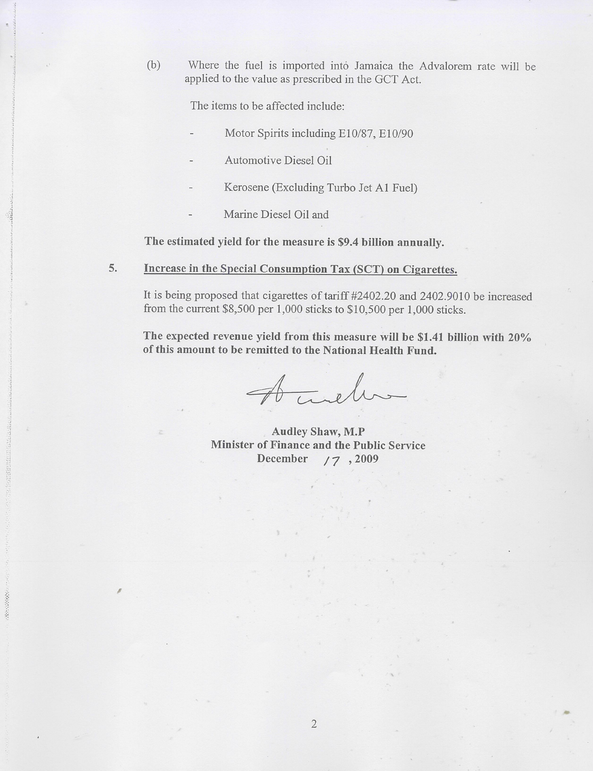(b) Where the fuel is imported into Jamaica the Advalorem rate will be applied to the value as prescribed in the GCT Act.

The items to be affected include:

- Motor Spirits including E10/87, E10/90
- Automotive Diesel Oil
- Kerosene (Excluding Turbo Jet A1 Fuel)
- Marine Diesel Oil and

**The estimated yield for the measure is $9.4 billion annually.**

5. <u>**Increase in the Special Consumption Tax (SCT) on Cigarettes.**</u>

It is being proposed that cigarettes of tariff #2402.20 and 2402.9010 be increased from the current $8,500 per 1,000 sticks to $10,500 per 1,000 sticks.

**The expected revenue yield from this measure will be $1.41 billion with 20% of this amount to be remitted to the National Health Fund.**

**Audley Shaw, M.P**
**Minister of Finance and the Public Service**
**December 17, 2009**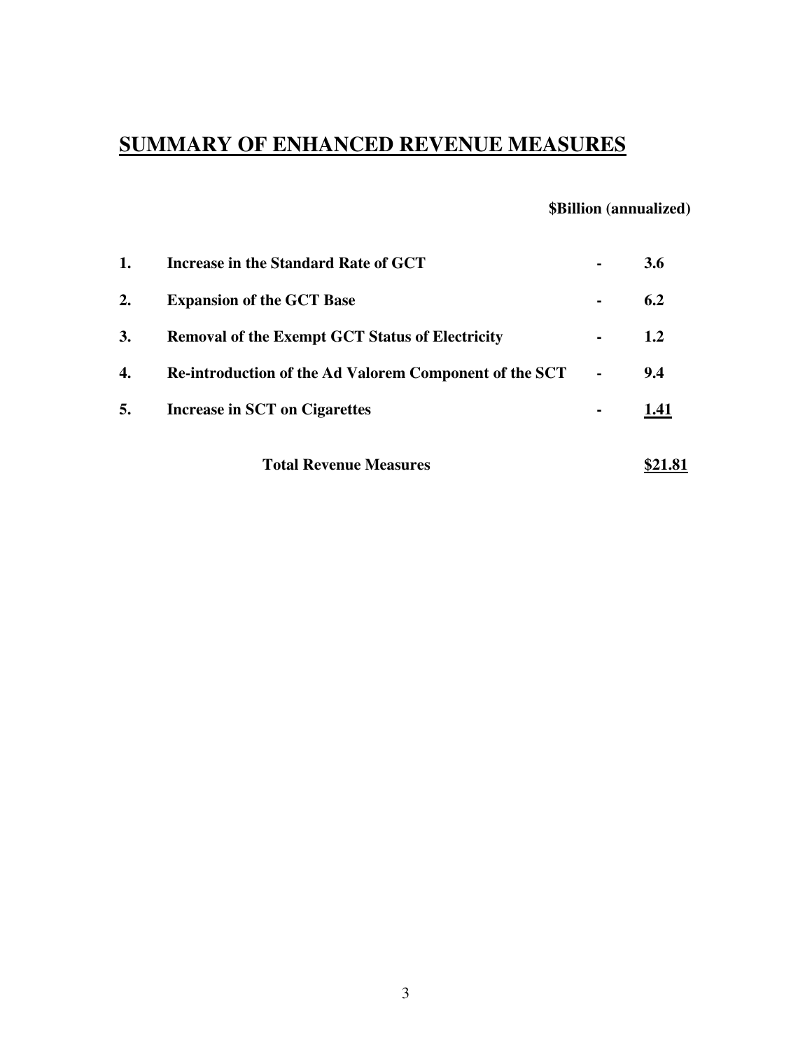# SUMMARY OF ENHANCED REVENUE MEASURES

| | | | $Billion (annualized) |
|---|---|---|---|
| 1. | Increase in the Standard Rate of GCT | - | 3.6 |
| 2. | Expansion of the GCT Base | - | 6.2 |
| 3. | Removal of the Exempt GCT Status of Electricity | - | 1.2 |
| 4. | Re-introduction of the Ad Valorem Component of the SCT | - | 9.4 |
| 5. | Increase in SCT on Cigarettes | - | 1.41 |
| | **Total Revenue Measures** | | **$21.81** |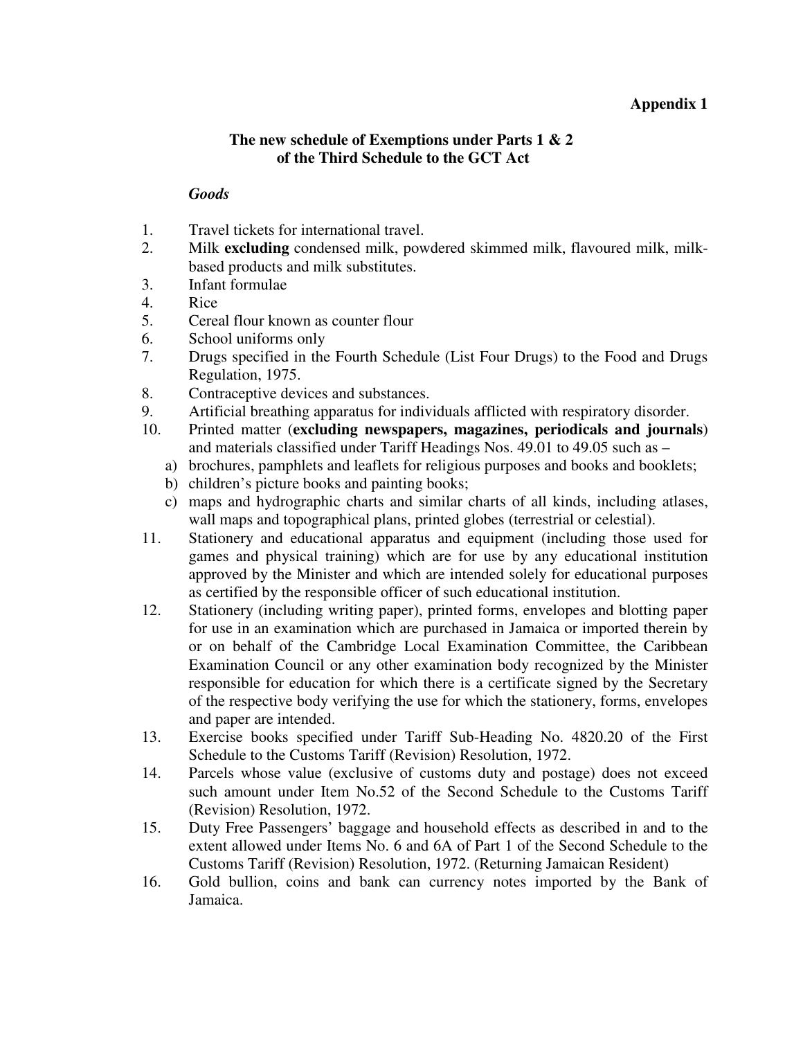**Appendix 1**

## The new schedule of Exemptions under Parts 1 & 2 of the Third Schedule to the GCT Act

***Goods***

1. Travel tickets for international travel.
2. Milk **excluding** condensed milk, powdered skimmed milk, flavoured milk, milk-based products and milk substitutes.
3. Infant formulae
4. Rice
5. Cereal flour known as counter flour
6. School uniforms only
7. Drugs specified in the Fourth Schedule (List Four Drugs) to the Food and Drugs Regulation, 1975.
8. Contraceptive devices and substances.
9. Artificial breathing apparatus for individuals afflicted with respiratory disorder.
10. Printed matter (**excluding newspapers, magazines, periodicals and journals**) and materials classified under Tariff Headings Nos. 49.01 to 49.05 such as –
    a) brochures, pamphlets and leaflets for religious purposes and books and booklets;
    b) children's picture books and painting books;
    c) maps and hydrographic charts and similar charts of all kinds, including atlases, wall maps and topographical plans, printed globes (terrestrial or celestial).
11. Stationery and educational apparatus and equipment (including those used for games and physical training) which are for use by any educational institution approved by the Minister and which are intended solely for educational purposes as certified by the responsible officer of such educational institution.
12. Stationery (including writing paper), printed forms, envelopes and blotting paper for use in an examination which are purchased in Jamaica or imported therein by or on behalf of the Cambridge Local Examination Committee, the Caribbean Examination Council or any other examination body recognized by the Minister responsible for education for which there is a certificate signed by the Secretary of the respective body verifying the use for which the stationery, forms, envelopes and paper are intended.
13. Exercise books specified under Tariff Sub-Heading No. 4820.20 of the First Schedule to the Customs Tariff (Revision) Resolution, 1972.
14. Parcels whose value (exclusive of customs duty and postage) does not exceed such amount under Item No.52 of the Second Schedule to the Customs Tariff (Revision) Resolution, 1972.
15. Duty Free Passengers' baggage and household effects as described in and to the extent allowed under Items No. 6 and 6A of Part 1 of the Second Schedule to the Customs Tariff (Revision) Resolution, 1972. (Returning Jamaican Resident)
16. Gold bullion, coins and bank can currency notes imported by the Bank of Jamaica.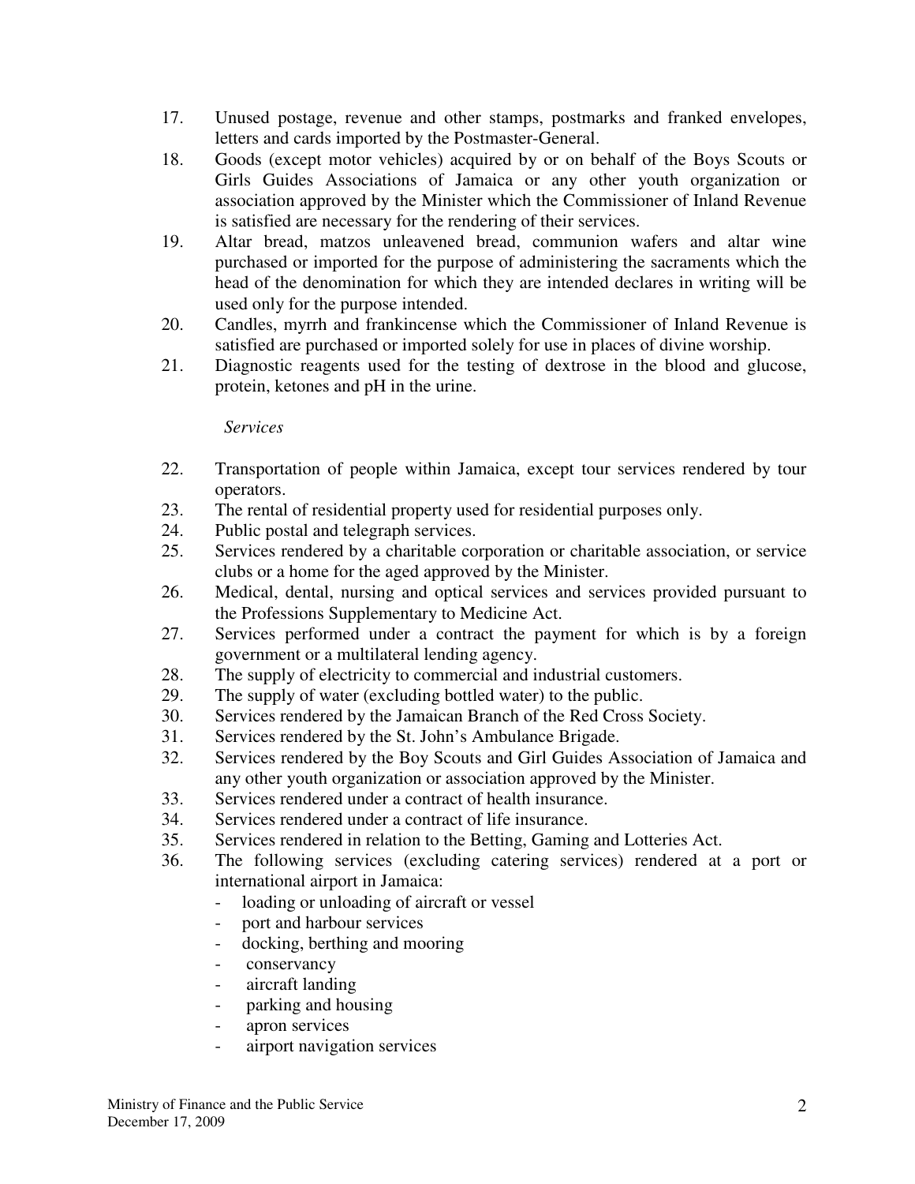17. Unused postage, revenue and other stamps, postmarks and franked envelopes, letters and cards imported by the Postmaster-General.
18. Goods (except motor vehicles) acquired by or on behalf of the Boys Scouts or Girls Guides Associations of Jamaica or any other youth organization or association approved by the Minister which the Commissioner of Inland Revenue is satisfied are necessary for the rendering of their services.
19. Altar bread, matzos unleavened bread, communion wafers and altar wine purchased or imported for the purpose of administering the sacraments which the head of the denomination for which they are intended declares in writing will be used only for the purpose intended.
20. Candles, myrrh and frankincense which the Commissioner of Inland Revenue is satisfied are purchased or imported solely for use in places of divine worship.
21. Diagnostic reagents used for the testing of dextrose in the blood and glucose, protein, ketones and pH in the urine.

*Services*

22. Transportation of people within Jamaica, except tour services rendered by tour operators.
23. The rental of residential property used for residential purposes only.
24. Public postal and telegraph services.
25. Services rendered by a charitable corporation or charitable association, or service clubs or a home for the aged approved by the Minister.
26. Medical, dental, nursing and optical services and services provided pursuant to the Professions Supplementary to Medicine Act.
27. Services performed under a contract the payment for which is by a foreign government or a multilateral lending agency.
28. The supply of electricity to commercial and industrial customers.
29. The supply of water (excluding bottled water) to the public.
30. Services rendered by the Jamaican Branch of the Red Cross Society.
31. Services rendered by the St. John's Ambulance Brigade.
32. Services rendered by the Boy Scouts and Girl Guides Association of Jamaica and any other youth organization or association approved by the Minister.
33. Services rendered under a contract of health insurance.
34. Services rendered under a contract of life insurance.
35. Services rendered in relation to the Betting, Gaming and Lotteries Act.
36. The following services (excluding catering services) rendered at a port or international airport in Jamaica:
    - loading or unloading of aircraft or vessel
    - port and harbour services
    - docking, berthing and mooring
    - conservancy
    - aircraft landing
    - parking and housing
    - apron services
    - airport navigation services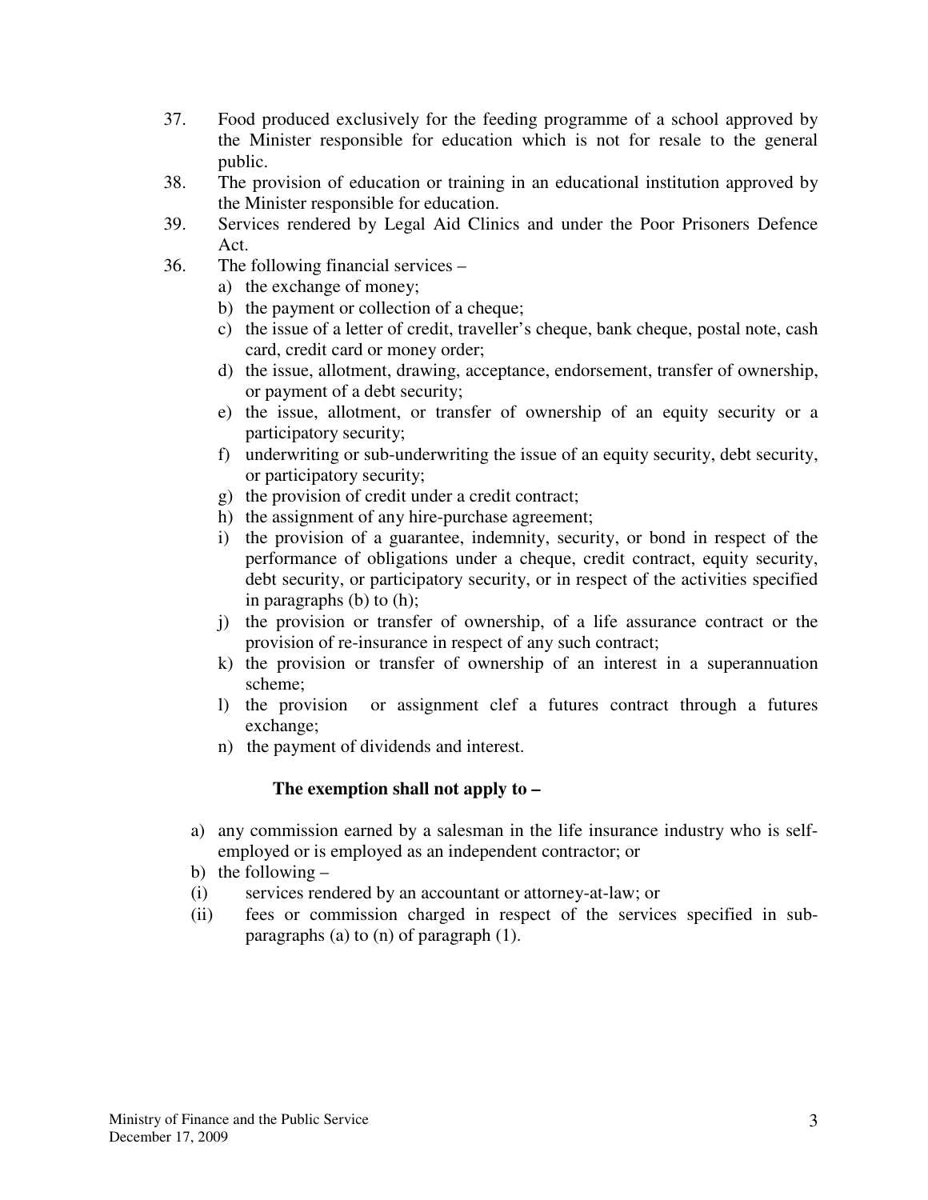37. Food produced exclusively for the feeding programme of a school approved by the Minister responsible for education which is not for resale to the general public.
38. The provision of education or training in an educational institution approved by the Minister responsible for education.
39. Services rendered by Legal Aid Clinics and under the Poor Prisoners Defence Act.
36. The following financial services –
    a) the exchange of money;
    b) the payment or collection of a cheque;
    c) the issue of a letter of credit, traveller's cheque, bank cheque, postal note, cash card, credit card or money order;
    d) the issue, allotment, drawing, acceptance, endorsement, transfer of ownership, or payment of a debt security;
    e) the issue, allotment, or transfer of ownership of an equity security or a participatory security;
    f) underwriting or sub-underwriting the issue of an equity security, debt security, or participatory security;
    g) the provision of credit under a credit contract;
    h) the assignment of any hire-purchase agreement;
    i) the provision of a guarantee, indemnity, security, or bond in respect of the performance of obligations under a cheque, credit contract, equity security, debt security, or participatory security, or in respect of the activities specified in paragraphs (b) to (h);
    j) the provision or transfer of ownership, of a life assurance contract or the provision of re-insurance in respect of any such contract;
    k) the provision or transfer of ownership of an interest in a superannuation scheme;
    l) the provision or assignment clef a futures contract through a futures exchange;
    n) the payment of dividends and interest.

**The exemption shall not apply to –**

a) any commission earned by a salesman in the life insurance industry who is self-employed or is employed as an independent contractor; or

b) the following –

(i) services rendered by an accountant or attorney-at-law; or

(ii) fees or commission charged in respect of the services specified in sub-paragraphs (a) to (n) of paragraph (1).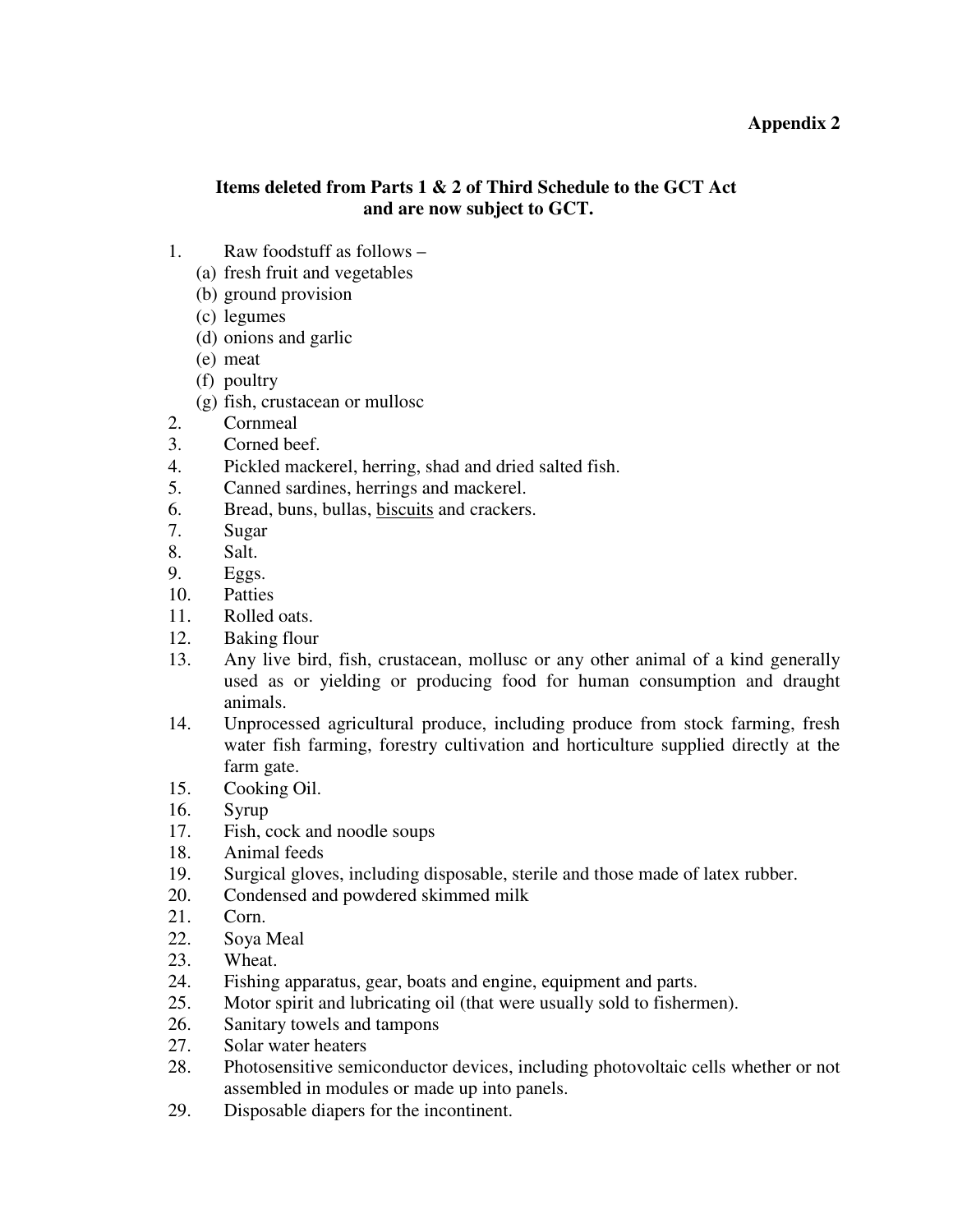**Appendix 2**

## Items deleted from Parts 1 & 2 of Third Schedule to the GCT Act and are now subject to GCT.

1. Raw foodstuff as follows –
   (a) fresh fruit and vegetables
   (b) ground provision
   (c) legumes
   (d) onions and garlic
   (e) meat
   (f) poultry
   (g) fish, crustacean or mullosc
2. Cornmeal
3. Corned beef.
4. Pickled mackerel, herring, shad and dried salted fish.
5. Canned sardines, herrings and mackerel.
6. Bread, buns, bullas, <u>biscuits</u> and crackers.
7. Sugar
8. Salt.
9. Eggs.
10. Patties
11. Rolled oats.
12. Baking flour
13. Any live bird, fish, crustacean, mollusc or any other animal of a kind generally used as or yielding or producing food for human consumption and draught animals.
14. Unprocessed agricultural produce, including produce from stock farming, fresh water fish farming, forestry cultivation and horticulture supplied directly at the farm gate.
15. Cooking Oil.
16. Syrup
17. Fish, cock and noodle soups
18. Animal feeds
19. Surgical gloves, including disposable, sterile and those made of latex rubber.
20. Condensed and powdered skimmed milk
21. Corn.
22. Soya Meal
23. Wheat.
24. Fishing apparatus, gear, boats and engine, equipment and parts.
25. Motor spirit and lubricating oil (that were usually sold to fishermen).
26. Sanitary towels and tampons
27. Solar water heaters
28. Photosensitive semiconductor devices, including photovoltaic cells whether or not assembled in modules or made up into panels.
29. Disposable diapers for the incontinent.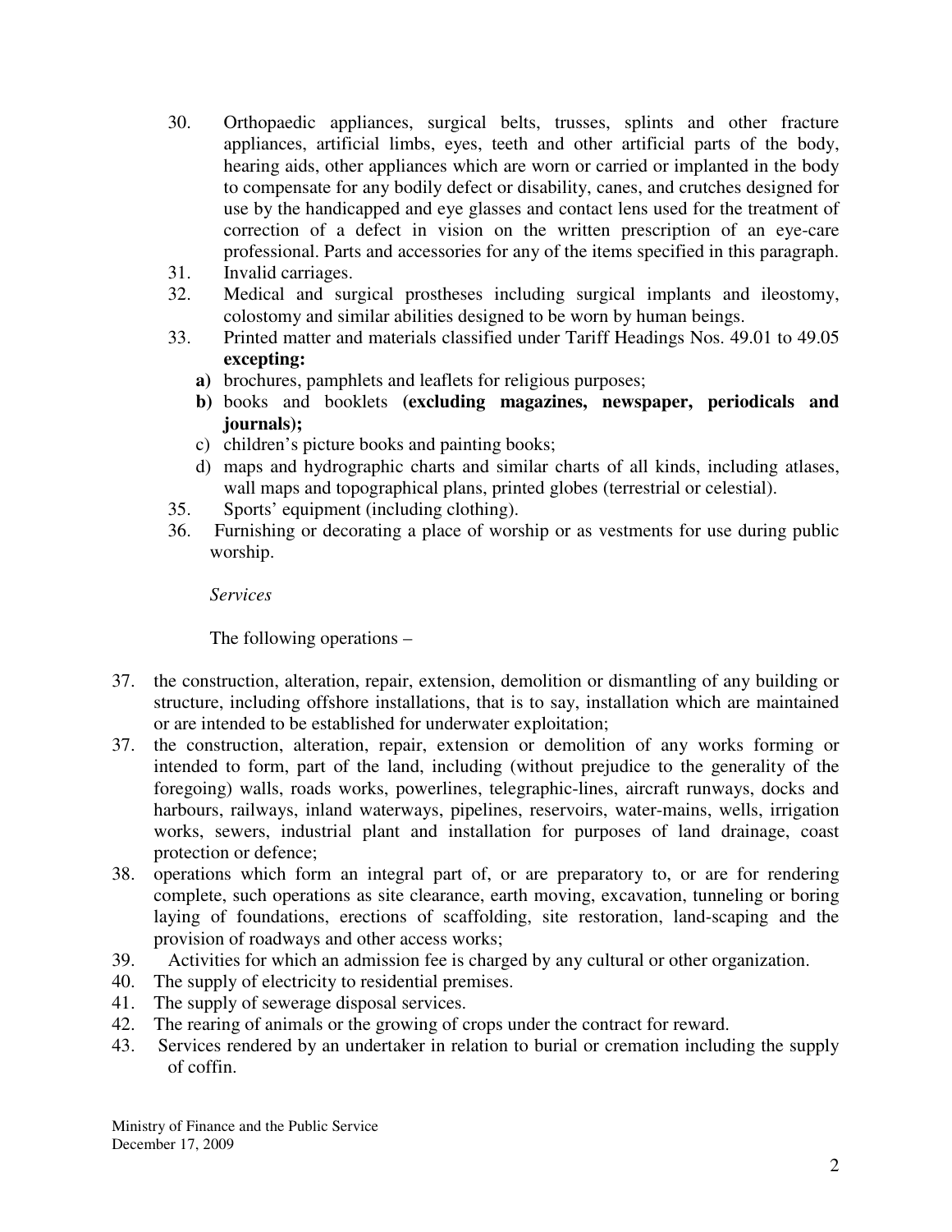30. Orthopaedic appliances, surgical belts, trusses, splints and other fracture appliances, artificial limbs, eyes, teeth and other artificial parts of the body, hearing aids, other appliances which are worn or carried or implanted in the body to compensate for any bodily defect or disability, canes, and crutches designed for use by the handicapped and eye glasses and contact lens used for the treatment of correction of a defect in vision on the written prescription of an eye-care professional. Parts and accessories for any of the items specified in this paragraph.
31. Invalid carriages.
32. Medical and surgical prostheses including surgical implants and ileostomy, colostomy and similar abilities designed to be worn by human beings.
33. Printed matter and materials classified under Tariff Headings Nos. 49.01 to 49.05 **excepting:**
    - **a)** brochures, pamphlets and leaflets for religious purposes;
    - **b)** books and booklets **(excluding magazines, newspaper, periodicals and journals);**
    - c) children's picture books and painting books;
    - d) maps and hydrographic charts and similar charts of all kinds, including atlases, wall maps and topographical plans, printed globes (terrestrial or celestial).
35. Sports' equipment (including clothing).
36. Furnishing or decorating a place of worship or as vestments for use during public worship.

*Services*

The following operations –

37. the construction, alteration, repair, extension, demolition or dismantling of any building or structure, including offshore installations, that is to say, installation which are maintained or are intended to be established for underwater exploitation;
37. the construction, alteration, repair, extension or demolition of any works forming or intended to form, part of the land, including (without prejudice to the generality of the foregoing) walls, roads works, powerlines, telegraphic-lines, aircraft runways, docks and harbours, railways, inland waterways, pipelines, reservoirs, water-mains, wells, irrigation works, sewers, industrial plant and installation for purposes of land drainage, coast protection or defence;
38. operations which form an integral part of, or are preparatory to, or are for rendering complete, such operations as site clearance, earth moving, excavation, tunneling or boring laying of foundations, erections of scaffolding, site restoration, land-scaping and the provision of roadways and other access works;
39. Activities for which an admission fee is charged by any cultural or other organization.
40. The supply of electricity to residential premises.
41. The supply of sewerage disposal services.
42. The rearing of animals or the growing of crops under the contract for reward.
43. Services rendered by an undertaker in relation to burial or cremation including the supply of coffin.

Ministry of Finance and the Public Service
December 17, 2009